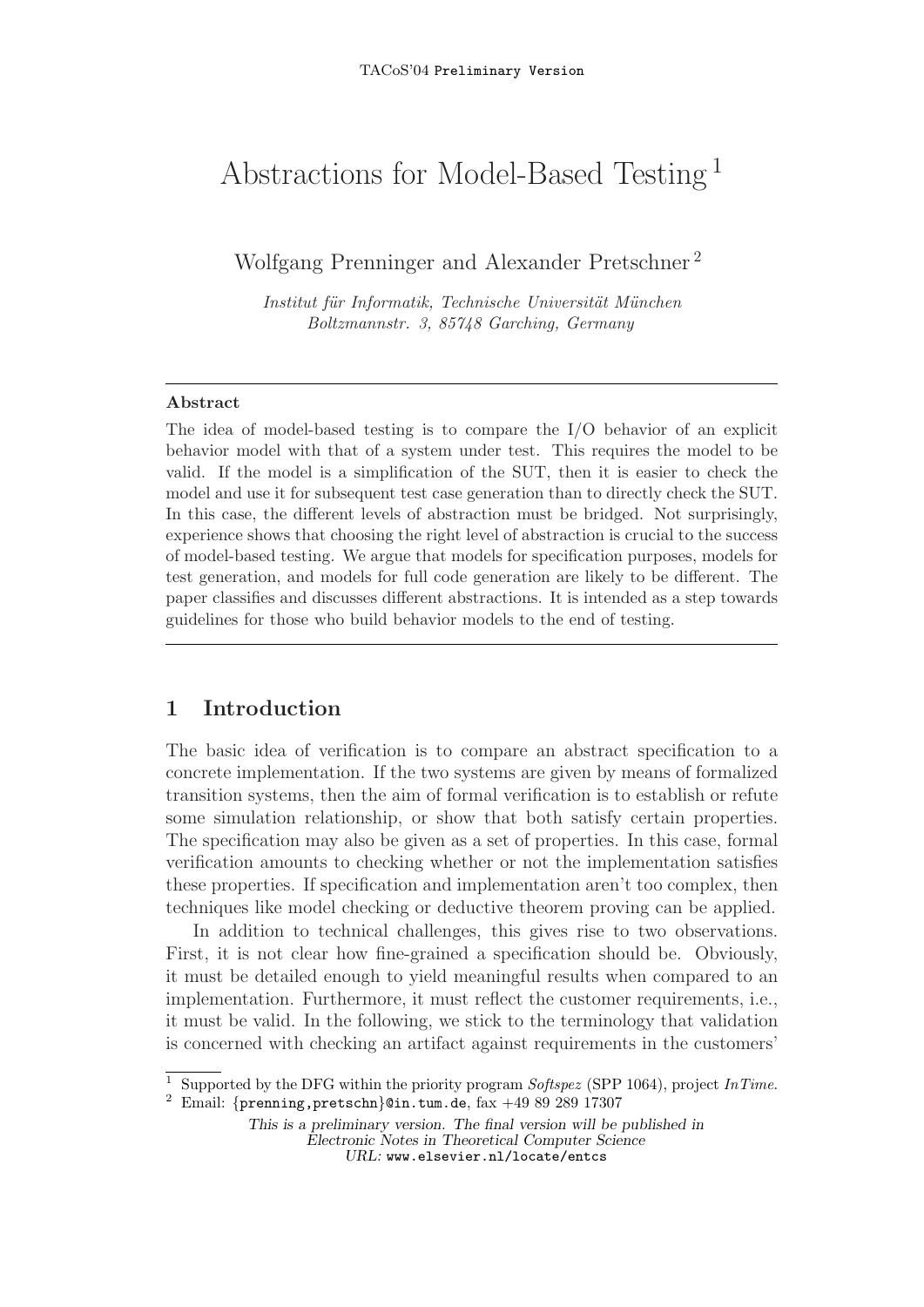# Abstractions for Model-Based Testing [1]

Wolfgang Prenninger and Alexander Pretschner [2]

*Institut für Informatik, Technische Universität München*
*Boltzmannstr. 3, 85748 Garching, Germany*

---

**Abstract**

The idea of model-based testing is to compare the I/O behavior of an explicit behavior model with that of a system under test. This requires the model to be valid. If the model is a simplification of the SUT, then it is easier to check the model and use it for subsequent test case generation than to directly check the SUT. In this case, the different levels of abstraction must be bridged. Not surprisingly, experience shows that choosing the right level of abstraction is crucial to the success of model-based testing. We argue that models for specification purposes, models for test generation, and models for full code generation are likely to be different. The paper classifies and discusses different abstractions. It is intended as a step towards guidelines for those who build behavior models to the end of testing.

---

## 1 Introduction

The basic idea of verification is to compare an abstract specification to a concrete implementation. If the two systems are given by means of formalized transition systems, then the aim of formal verification is to establish or refute some simulation relationship, or show that both satisfy certain properties. The specification may also be given as a set of properties. In this case, formal verification amounts to checking whether or not the implementation satisfies these properties. If specification and implementation aren't too complex, then techniques like model checking or deductive theorem proving can be applied.

In addition to technical challenges, this gives rise to two observations. First, it is not clear how fine-grained a specification should be. Obviously, it must be detailed enough to yield meaningful results when compared to an implementation. Furthermore, it must reflect the customer requirements, i.e., it must be valid. In the following, we stick to the terminology that validation is concerned with checking an artifact against requirements in the customers'

[1] Supported by the DFG within the priority program *Softspez* (SPP 1064), project *InTime*.
[2] Email: {prenning,pretschn}@in.tum.de, fax +49 89 289 17307

*This is a preliminary version. The final version will be published in Electronic Notes in Theoretical Computer Science*
*URL:* www.elsevier.nl/locate/entcs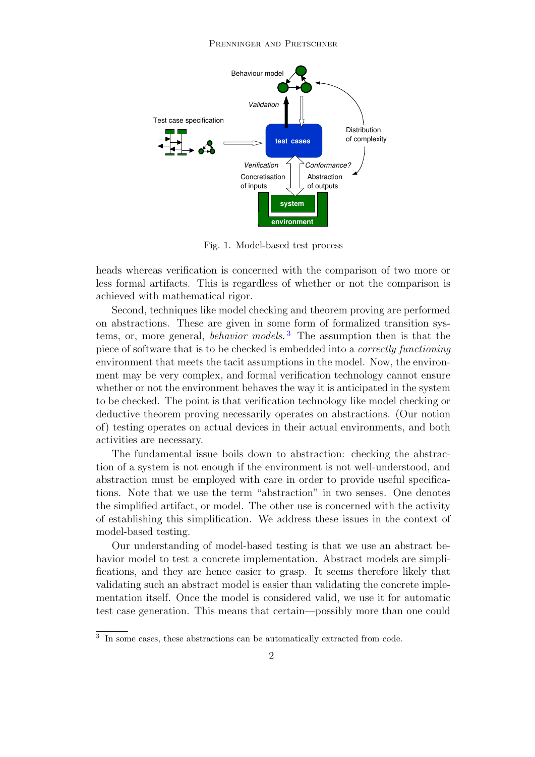Fig. 1. Model-based test process

heads whereas verification is concerned with the comparison of two more or less formal artifacts. This is regardless of whether or not the comparison is achieved with mathematical rigor.

Second, techniques like model checking and theorem proving are performed on abstractions. These are given in some form of formalized transition systems, or, more general, *behavior models.*[3] The assumption then is that the piece of software that is to be checked is embedded into a *correctly functioning* environment that meets the tacit assumptions in the model. Now, the environment may be very complex, and formal verification technology cannot ensure whether or not the environment behaves the way it is anticipated in the system to be checked. The point is that verification technology like model checking or deductive theorem proving necessarily operates on abstractions. (Our notion of) testing operates on actual devices in their actual environments, and both activities are necessary.

The fundamental issue boils down to abstraction: checking the abstraction of a system is not enough if the environment is not well-understood, and abstraction must be employed with care in order to provide useful specifications. Note that we use the term "abstraction" in two senses. One denotes the simplified artifact, or model. The other use is concerned with the activity of establishing this simplification. We address these issues in the context of model-based testing.

Our understanding of model-based testing is that we use an abstract behavior model to test a concrete implementation. Abstract models are simplifications, and they are hence easier to grasp. It seems therefore likely that validating such an abstract model is easier than validating the concrete implementation itself. Once the model is considered valid, we use it for automatic test case generation. This means that certain—possibly more than one could

[3] In some cases, these abstractions can be automatically extracted from code.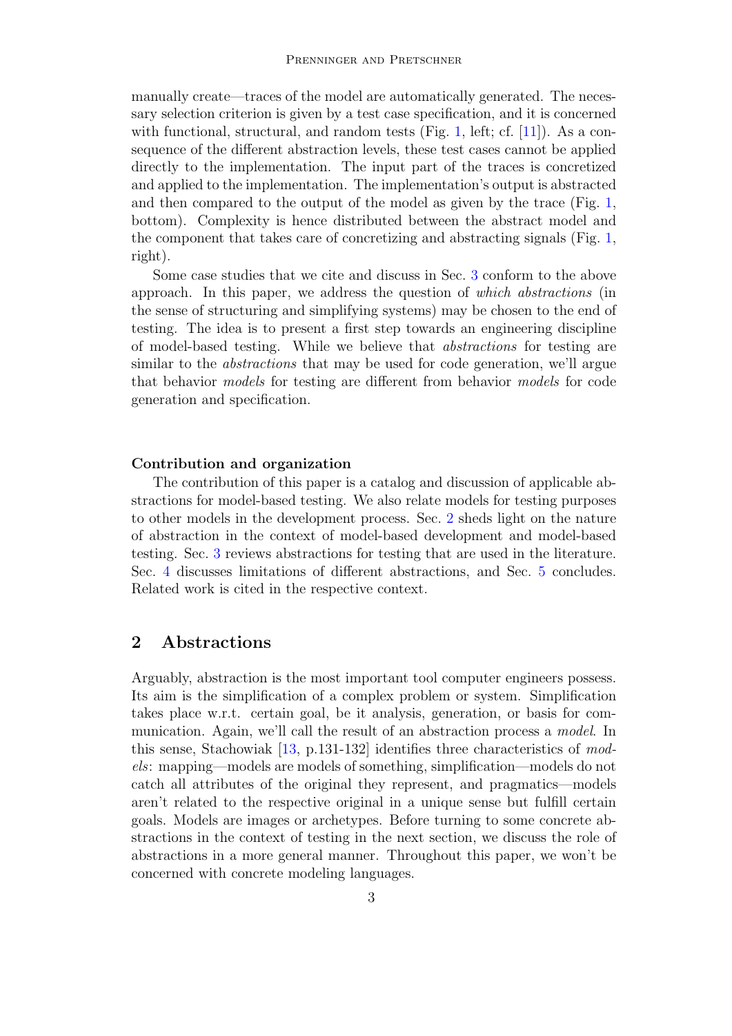manually create—traces of the model are automatically generated. The necessary selection criterion is given by a test case specification, and it is concerned with functional, structural, and random tests (Fig. 1, left; cf. [11]). As a consequence of the different abstraction levels, these test cases cannot be applied directly to the implementation. The input part of the traces is concretized and applied to the implementation. The implementation's output is abstracted and then compared to the output of the model as given by the trace (Fig. 1, bottom). Complexity is hence distributed between the abstract model and the component that takes care of concretizing and abstracting signals (Fig. 1, right).

Some case studies that we cite and discuss in Sec. 3 conform to the above approach. In this paper, we address the question of *which abstractions* (in the sense of structuring and simplifying systems) may be chosen to the end of testing. The idea is to present a first step towards an engineering discipline of model-based testing. While we believe that *abstractions* for testing are similar to the *abstractions* that may be used for code generation, we'll argue that behavior *models* for testing are different from behavior *models* for code generation and specification.

#### Contribution and organization

The contribution of this paper is a catalog and discussion of applicable abstractions for model-based testing. We also relate models for testing purposes to other models in the development process. Sec. 2 sheds light on the nature of abstraction in the context of model-based development and model-based testing. Sec. 3 reviews abstractions for testing that are used in the literature. Sec. 4 discusses limitations of different abstractions, and Sec. 5 concludes. Related work is cited in the respective context.

## 2 Abstractions

Arguably, abstraction is the most important tool computer engineers possess. Its aim is the simplification of a complex problem or system. Simplification takes place w.r.t. certain goal, be it analysis, generation, or basis for communication. Again, we'll call the result of an abstraction process a *model*. In this sense, Stachowiak [13, p.131-132] identifies three characteristics of *models*: mapping—models are models of something, simplification—models do not catch all attributes of the original they represent, and pragmatics—models aren't related to the respective original in a unique sense but fulfill certain goals. Models are images or archetypes. Before turning to some concrete abstractions in the context of testing in the next section, we discuss the role of abstractions in a more general manner. Throughout this paper, we won't be concerned with concrete modeling languages.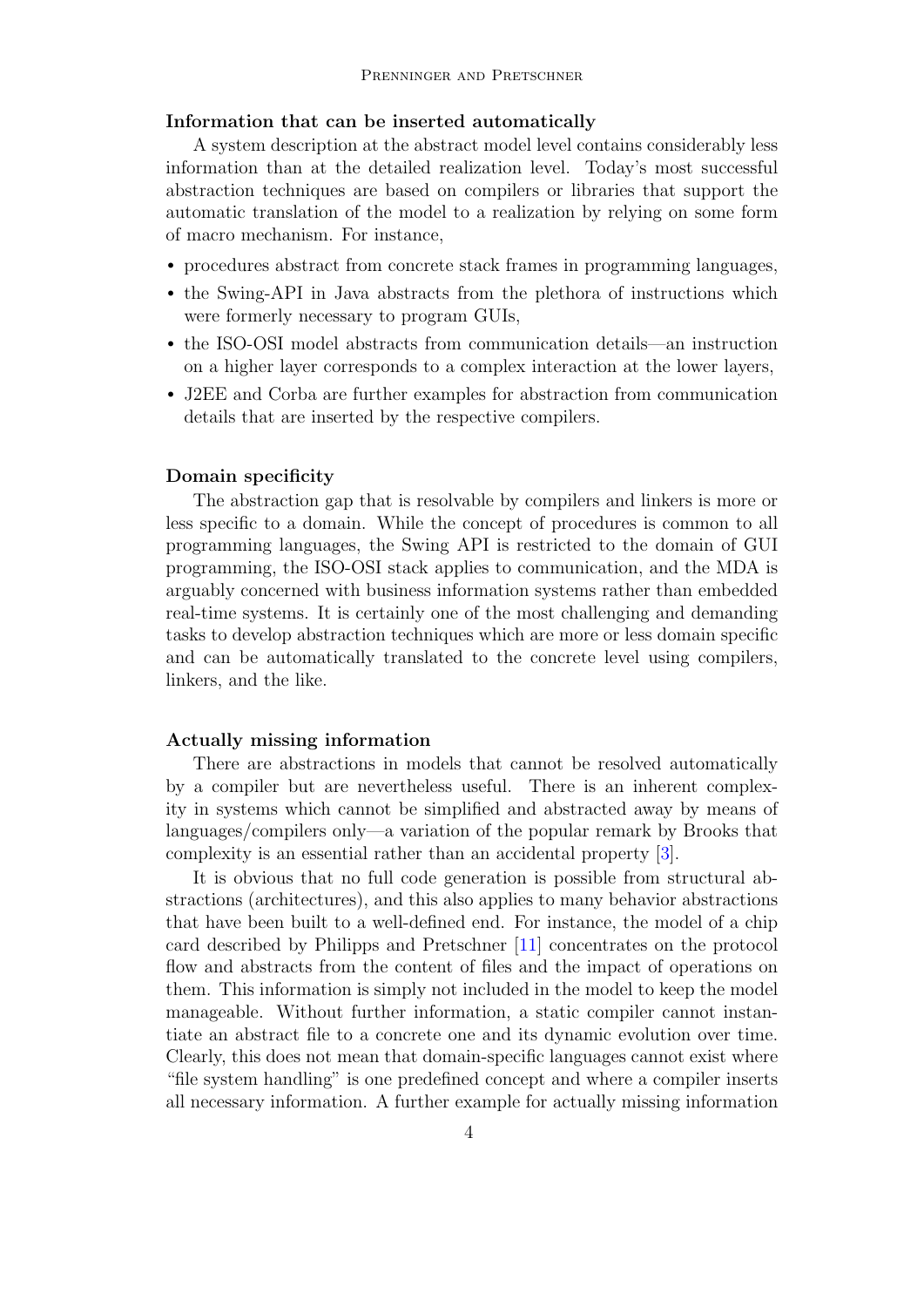### Information that can be inserted automatically

A system description at the abstract model level contains considerably less information than at the detailed realization level. Today's most successful abstraction techniques are based on compilers or libraries that support the automatic translation of the model to a realization by relying on some form of macro mechanism. For instance,

- procedures abstract from concrete stack frames in programming languages,
- the Swing-API in Java abstracts from the plethora of instructions which were formerly necessary to program GUIs,
- the ISO-OSI model abstracts from communication details—an instruction on a higher layer corresponds to a complex interaction at the lower layers,
- J2EE and Corba are further examples for abstraction from communication details that are inserted by the respective compilers.

### Domain specificity

The abstraction gap that is resolvable by compilers and linkers is more or less specific to a domain. While the concept of procedures is common to all programming languages, the Swing API is restricted to the domain of GUI programming, the ISO-OSI stack applies to communication, and the MDA is arguably concerned with business information systems rather than embedded real-time systems. It is certainly one of the most challenging and demanding tasks to develop abstraction techniques which are more or less domain specific and can be automatically translated to the concrete level using compilers, linkers, and the like.

### Actually missing information

There are abstractions in models that cannot be resolved automatically by a compiler but are nevertheless useful. There is an inherent complexity in systems which cannot be simplified and abstracted away by means of languages/compilers only—a variation of the popular remark by Brooks that complexity is an essential rather than an accidental property [3].

It is obvious that no full code generation is possible from structural abstractions (architectures), and this also applies to many behavior abstractions that have been built to a well-defined end. For instance, the model of a chip card described by Philipps and Pretschner [11] concentrates on the protocol flow and abstracts from the content of files and the impact of operations on them. This information is simply not included in the model to keep the model manageable. Without further information, a static compiler cannot instantiate an abstract file to a concrete one and its dynamic evolution over time. Clearly, this does not mean that domain-specific languages cannot exist where "file system handling" is one predefined concept and where a compiler inserts all necessary information. A further example for actually missing information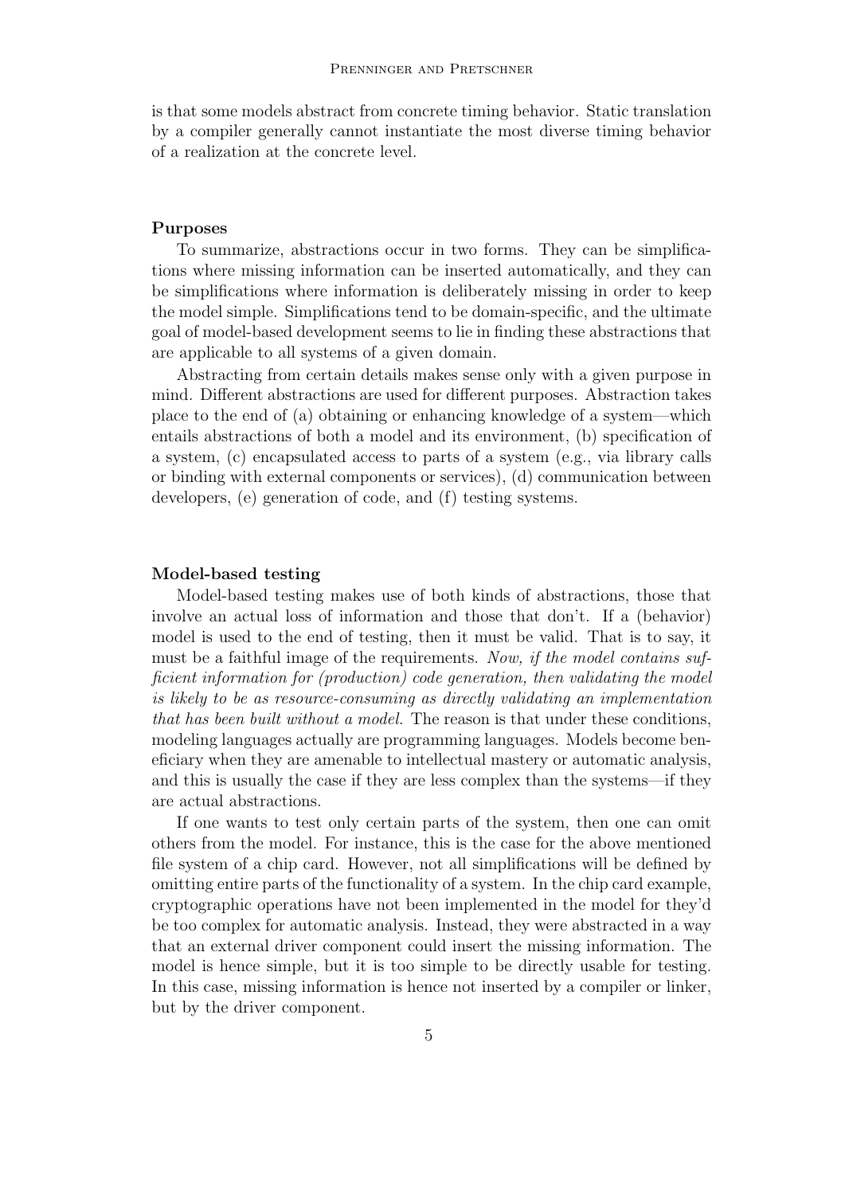is that some models abstract from concrete timing behavior. Static translation by a compiler generally cannot instantiate the most diverse timing behavior of a realization at the concrete level.

**Purposes**

To summarize, abstractions occur in two forms. They can be simplifications where missing information can be inserted automatically, and they can be simplifications where information is deliberately missing in order to keep the model simple. Simplifications tend to be domain-specific, and the ultimate goal of model-based development seems to lie in finding these abstractions that are applicable to all systems of a given domain.

Abstracting from certain details makes sense only with a given purpose in mind. Different abstractions are used for different purposes. Abstraction takes place to the end of (a) obtaining or enhancing knowledge of a system—which entails abstractions of both a model and its environment, (b) specification of a system, (c) encapsulated access to parts of a system (e.g., via library calls or binding with external components or services), (d) communication between developers, (e) generation of code, and (f) testing systems.

**Model-based testing**

Model-based testing makes use of both kinds of abstractions, those that involve an actual loss of information and those that don't. If a (behavior) model is used to the end of testing, then it must be valid. That is to say, it must be a faithful image of the requirements. *Now, if the model contains sufficient information for (production) code generation, then validating the model is likely to be as resource-consuming as directly validating an implementation that has been built without a model.* The reason is that under these conditions, modeling languages actually are programming languages. Models become beneficiary when they are amenable to intellectual mastery or automatic analysis, and this is usually the case if they are less complex than the systems—if they are actual abstractions.

If one wants to test only certain parts of the system, then one can omit others from the model. For instance, this is the case for the above mentioned file system of a chip card. However, not all simplifications will be defined by omitting entire parts of the functionality of a system. In the chip card example, cryptographic operations have not been implemented in the model for they'd be too complex for automatic analysis. Instead, they were abstracted in a way that an external driver component could insert the missing information. The model is hence simple, but it is too simple to be directly usable for testing. In this case, missing information is hence not inserted by a compiler or linker, but by the driver component.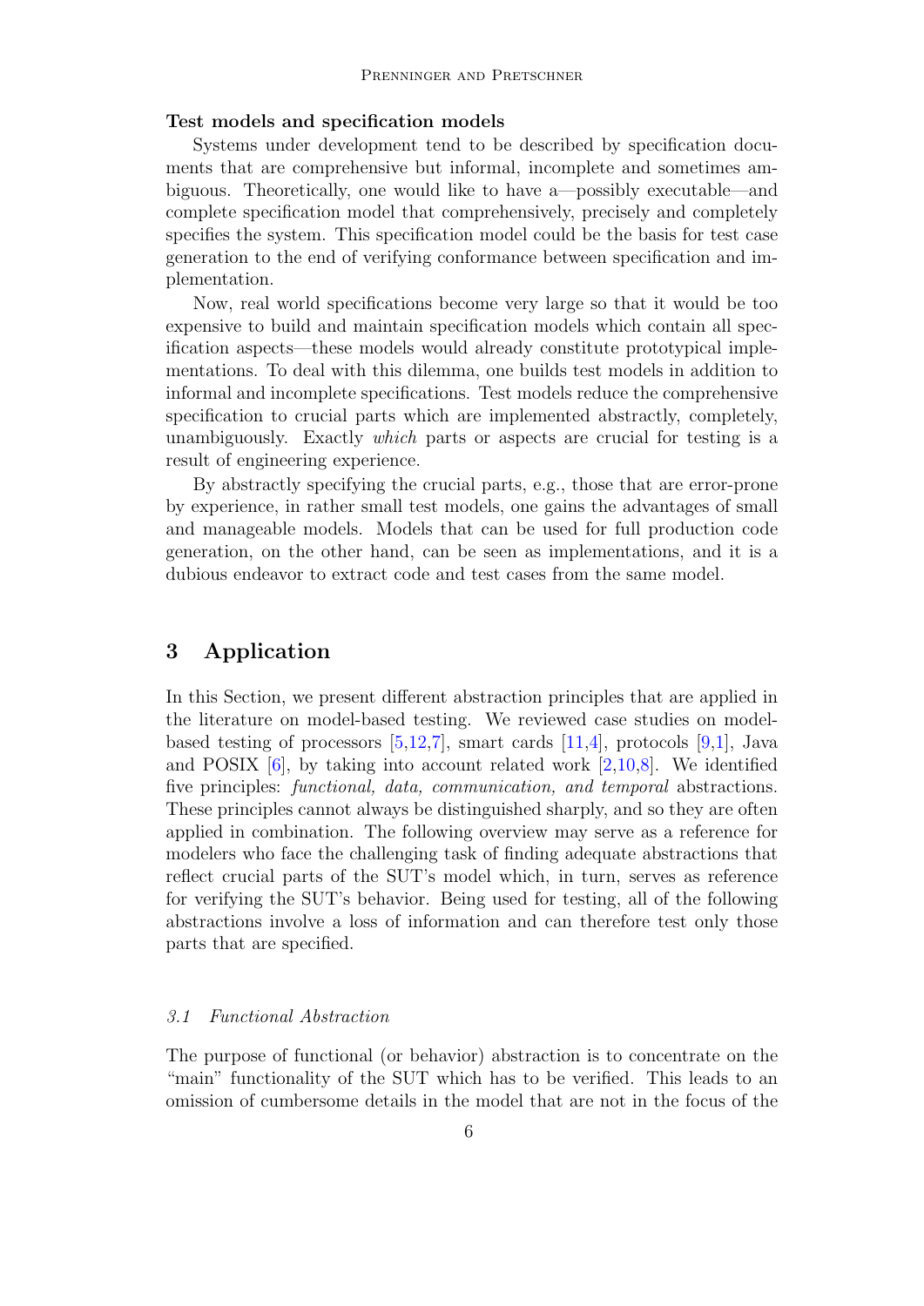**Test models and specification models**

Systems under development tend to be described by specification documents that are comprehensive but informal, incomplete and sometimes ambiguous. Theoretically, one would like to have a—possibly executable—and complete specification model that comprehensively, precisely and completely specifies the system. This specification model could be the basis for test case generation to the end of verifying conformance between specification and implementation.

Now, real world specifications become very large so that it would be too expensive to build and maintain specification models which contain all specification aspects—these models would already constitute prototypical implementations. To deal with this dilemma, one builds test models in addition to informal and incomplete specifications. Test models reduce the comprehensive specification to crucial parts which are implemented abstractly, completely, unambiguously. Exactly *which* parts or aspects are crucial for testing is a result of engineering experience.

By abstractly specifying the crucial parts, e.g., those that are error-prone by experience, in rather small test models, one gains the advantages of small and manageable models. Models that can be used for full production code generation, on the other hand, can be seen as implementations, and it is a dubious endeavor to extract code and test cases from the same model.

## 3 Application

In this Section, we present different abstraction principles that are applied in the literature on model-based testing. We reviewed case studies on model-based testing of processors [5,12,7], smart cards [11,4], protocols [9,1], Java and POSIX [6], by taking into account related work [2,10,8]. We identified five principles: *functional, data, communication, and temporal* abstractions. These principles cannot always be distinguished sharply, and so they are often applied in combination. The following overview may serve as a reference for modelers who face the challenging task of finding adequate abstractions that reflect crucial parts of the SUT's model which, in turn, serves as reference for verifying the SUT's behavior. Being used for testing, all of the following abstractions involve a loss of information and can therefore test only those parts that are specified.

### *3.1 Functional Abstraction*

The purpose of functional (or behavior) abstraction is to concentrate on the "main" functionality of the SUT which has to be verified. This leads to an omission of cumbersome details in the model that are not in the focus of the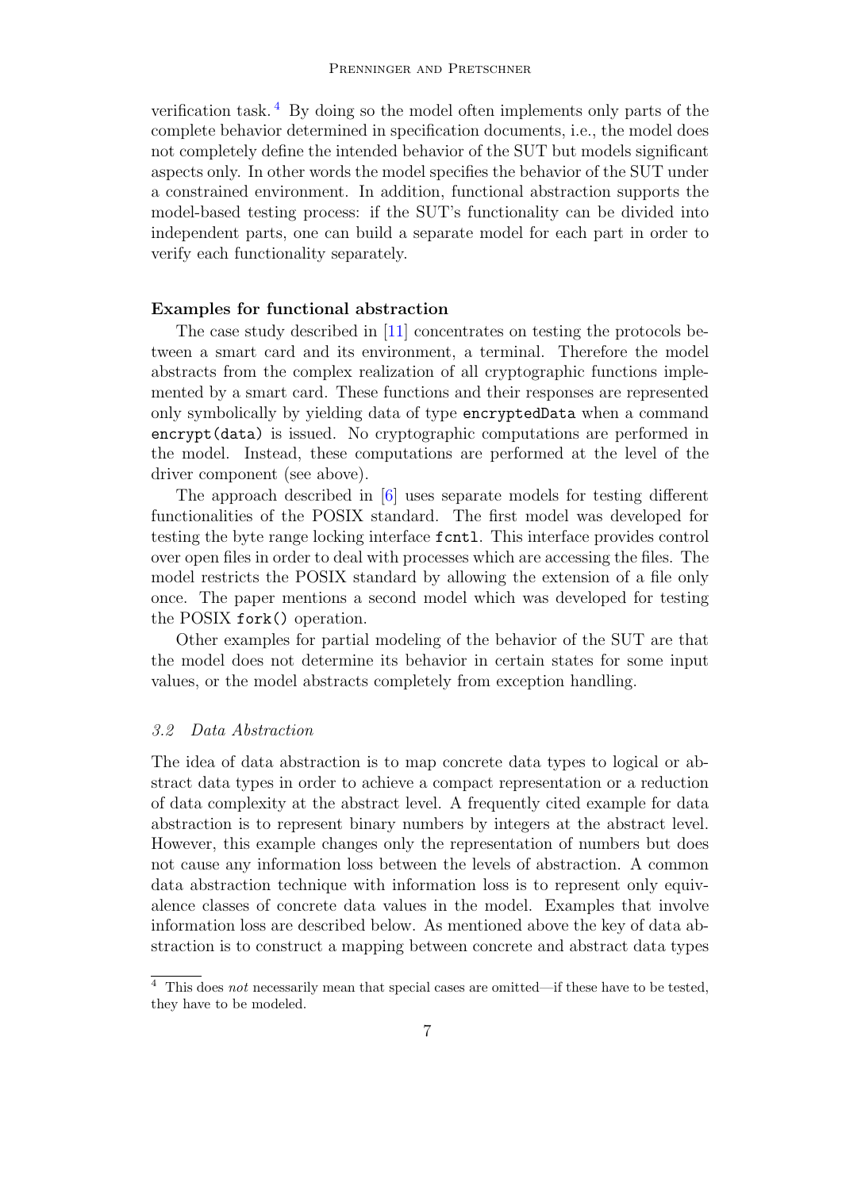verification task.[4] By doing so the model often implements only parts of the complete behavior determined in specification documents, i.e., the model does not completely define the intended behavior of the SUT but models significant aspects only. In other words the model specifies the behavior of the SUT under a constrained environment. In addition, functional abstraction supports the model-based testing process: if the SUT's functionality can be divided into independent parts, one can build a separate model for each part in order to verify each functionality separately.

**Examples for functional abstraction**

The case study described in [11] concentrates on testing the protocols between a smart card and its environment, a terminal. Therefore the model abstracts from the complex realization of all cryptographic functions implemented by a smart card. These functions and their responses are represented only symbolically by yielding data of type `encryptedData` when a command `encrypt(data)` is issued. No cryptographic computations are performed in the model. Instead, these computations are performed at the level of the driver component (see above).

The approach described in [6] uses separate models for testing different functionalities of the POSIX standard. The first model was developed for testing the byte range locking interface `fcntl`. This interface provides control over open files in order to deal with processes which are accessing the files. The model restricts the POSIX standard by allowing the extension of a file only once. The paper mentions a second model which was developed for testing the POSIX `fork()` operation.

Other examples for partial modeling of the behavior of the SUT are that the model does not determine its behavior in certain states for some input values, or the model abstracts completely from exception handling.

### *3.2 Data Abstraction*

The idea of data abstraction is to map concrete data types to logical or abstract data types in order to achieve a compact representation or a reduction of data complexity at the abstract level. A frequently cited example for data abstraction is to represent binary numbers by integers at the abstract level. However, this example changes only the representation of numbers but does not cause any information loss between the levels of abstraction. A common data abstraction technique with information loss is to represent only equivalence classes of concrete data values in the model. Examples that involve information loss are described below. As mentioned above the key of data abstraction is to construct a mapping between concrete and abstract data types

[4] This does *not* necessarily mean that special cases are omitted—if these have to be tested, they have to be modeled.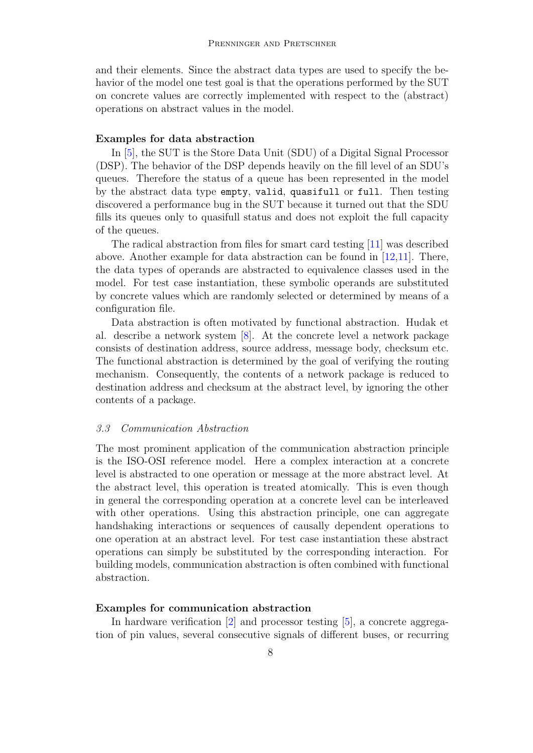and their elements. Since the abstract data types are used to specify the behavior of the model one test goal is that the operations performed by the SUT on concrete values are correctly implemented with respect to the (abstract) operations on abstract values in the model.

**Examples for data abstraction**

In [5], the SUT is the Store Data Unit (SDU) of a Digital Signal Processor (DSP). The behavior of the DSP depends heavily on the fill level of an SDU's queues. Therefore the status of a queue has been represented in the model by the abstract data type `empty`, `valid`, `quasifull` or `full`. Then testing discovered a performance bug in the SUT because it turned out that the SDU fills its queues only to quasifull status and does not exploit the full capacity of the queues.

The radical abstraction from files for smart card testing [11] was described above. Another example for data abstraction can be found in [12,11]. There, the data types of operands are abstracted to equivalence classes used in the model. For test case instantiation, these symbolic operands are substituted by concrete values which are randomly selected or determined by means of a configuration file.

Data abstraction is often motivated by functional abstraction. Hudak et al. describe a network system [8]. At the concrete level a network package consists of destination address, source address, message body, checksum etc. The functional abstraction is determined by the goal of verifying the routing mechanism. Consequently, the contents of a network package is reduced to destination address and checksum at the abstract level, by ignoring the other contents of a package.

### *3.3 Communication Abstraction*

The most prominent application of the communication abstraction principle is the ISO-OSI reference model. Here a complex interaction at a concrete level is abstracted to one operation or message at the more abstract level. At the abstract level, this operation is treated atomically. This is even though in general the corresponding operation at a concrete level can be interleaved with other operations. Using this abstraction principle, one can aggregate handshaking interactions or sequences of causally dependent operations to one operation at an abstract level. For test case instantiation these abstract operations can simply be substituted by the corresponding interaction. For building models, communication abstraction is often combined with functional abstraction.

**Examples for communication abstraction**

In hardware verification [2] and processor testing [5], a concrete aggregation of pin values, several consecutive signals of different buses, or recurring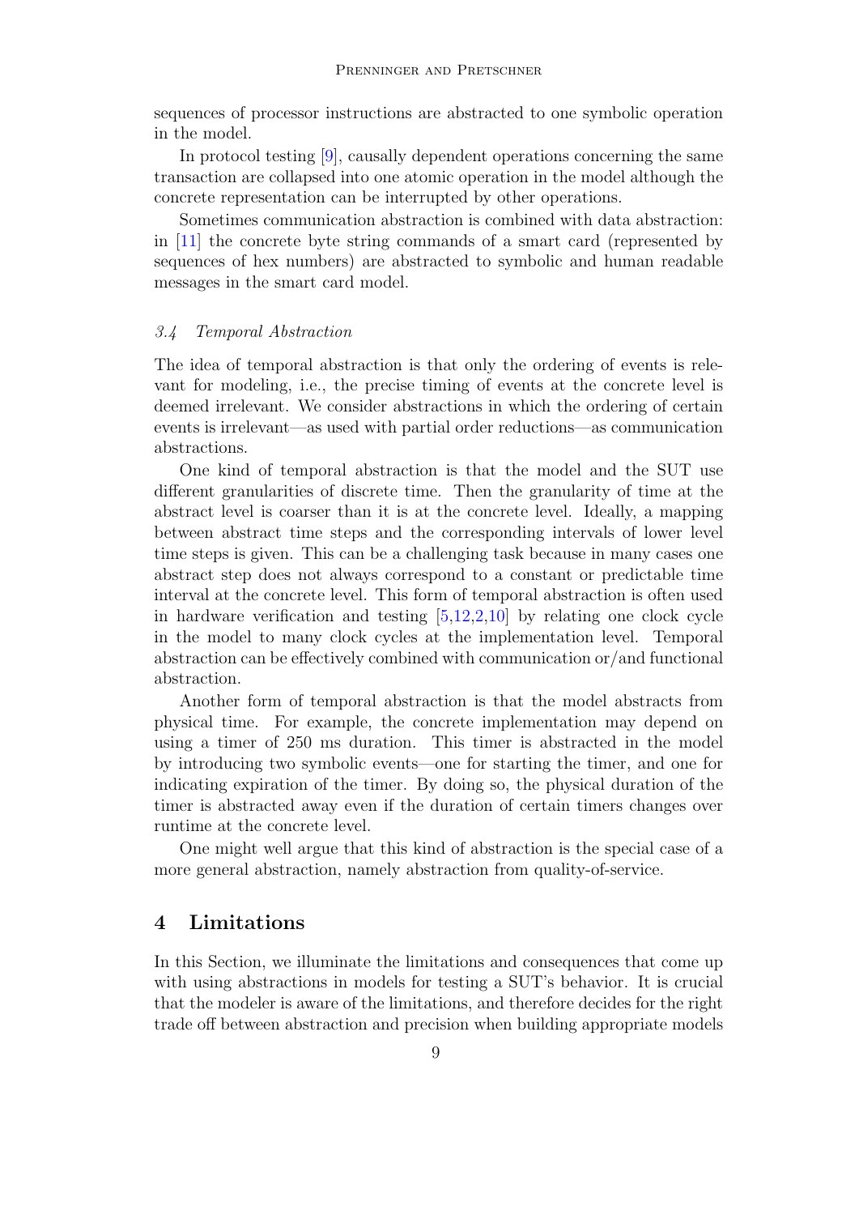sequences of processor instructions are abstracted to one symbolic operation in the model.

In protocol testing [9], causally dependent operations concerning the same transaction are collapsed into one atomic operation in the model although the concrete representation can be interrupted by other operations.

Sometimes communication abstraction is combined with data abstraction: in [11] the concrete byte string commands of a smart card (represented by sequences of hex numbers) are abstracted to symbolic and human readable messages in the smart card model.

### *3.4 Temporal Abstraction*

The idea of temporal abstraction is that only the ordering of events is relevant for modeling, i.e., the precise timing of events at the concrete level is deemed irrelevant. We consider abstractions in which the ordering of certain events is irrelevant—as used with partial order reductions—as communication abstractions.

One kind of temporal abstraction is that the model and the SUT use different granularities of discrete time. Then the granularity of time at the abstract level is coarser than it is at the concrete level. Ideally, a mapping between abstract time steps and the corresponding intervals of lower level time steps is given. This can be a challenging task because in many cases one abstract step does not always correspond to a constant or predictable time interval at the concrete level. This form of temporal abstraction is often used in hardware verification and testing [5,12,2,10] by relating one clock cycle in the model to many clock cycles at the implementation level. Temporal abstraction can be effectively combined with communication or/and functional abstraction.

Another form of temporal abstraction is that the model abstracts from physical time. For example, the concrete implementation may depend on using a timer of 250 ms duration. This timer is abstracted in the model by introducing two symbolic events—one for starting the timer, and one for indicating expiration of the timer. By doing so, the physical duration of the timer is abstracted away even if the duration of certain timers changes over runtime at the concrete level.

One might well argue that this kind of abstraction is the special case of a more general abstraction, namely abstraction from quality-of-service.

## 4 Limitations

In this Section, we illuminate the limitations and consequences that come up with using abstractions in models for testing a SUT's behavior. It is crucial that the modeler is aware of the limitations, and therefore decides for the right trade off between abstraction and precision when building appropriate models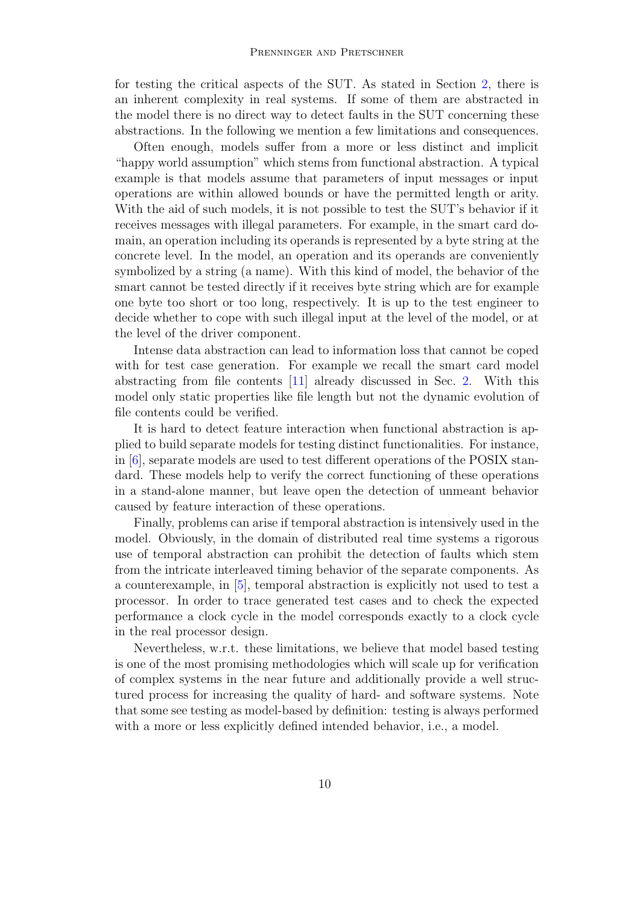for testing the critical aspects of the SUT. As stated in Section 2, there is an inherent complexity in real systems. If some of them are abstracted in the model there is no direct way to detect faults in the SUT concerning these abstractions. In the following we mention a few limitations and consequences.

Often enough, models suffer from a more or less distinct and implicit "happy world assumption" which stems from functional abstraction. A typical example is that models assume that parameters of input messages or input operations are within allowed bounds or have the permitted length or arity. With the aid of such models, it is not possible to test the SUT's behavior if it receives messages with illegal parameters. For example, in the smart card domain, an operation including its operands is represented by a byte string at the concrete level. In the model, an operation and its operands are conveniently symbolized by a string (a name). With this kind of model, the behavior of the smart cannot be tested directly if it receives byte string which are for example one byte too short or too long, respectively. It is up to the test engineer to decide whether to cope with such illegal input at the level of the model, or at the level of the driver component.

Intense data abstraction can lead to information loss that cannot be coped with for test case generation. For example we recall the smart card model abstracting from file contents [11] already discussed in Sec. 2. With this model only static properties like file length but not the dynamic evolution of file contents could be verified.

It is hard to detect feature interaction when functional abstraction is applied to build separate models for testing distinct functionalities. For instance, in [6], separate models are used to test different operations of the POSIX standard. These models help to verify the correct functioning of these operations in a stand-alone manner, but leave open the detection of unmeant behavior caused by feature interaction of these operations.

Finally, problems can arise if temporal abstraction is intensively used in the model. Obviously, in the domain of distributed real time systems a rigorous use of temporal abstraction can prohibit the detection of faults which stem from the intricate interleaved timing behavior of the separate components. As a counterexample, in [5], temporal abstraction is explicitly not used to test a processor. In order to trace generated test cases and to check the expected performance a clock cycle in the model corresponds exactly to a clock cycle in the real processor design.

Nevertheless, w.r.t. these limitations, we believe that model based testing is one of the most promising methodologies which will scale up for verification of complex systems in the near future and additionally provide a well structured process for increasing the quality of hard- and software systems. Note that some see testing as model-based by definition: testing is always performed with a more or less explicitly defined intended behavior, i.e., a model.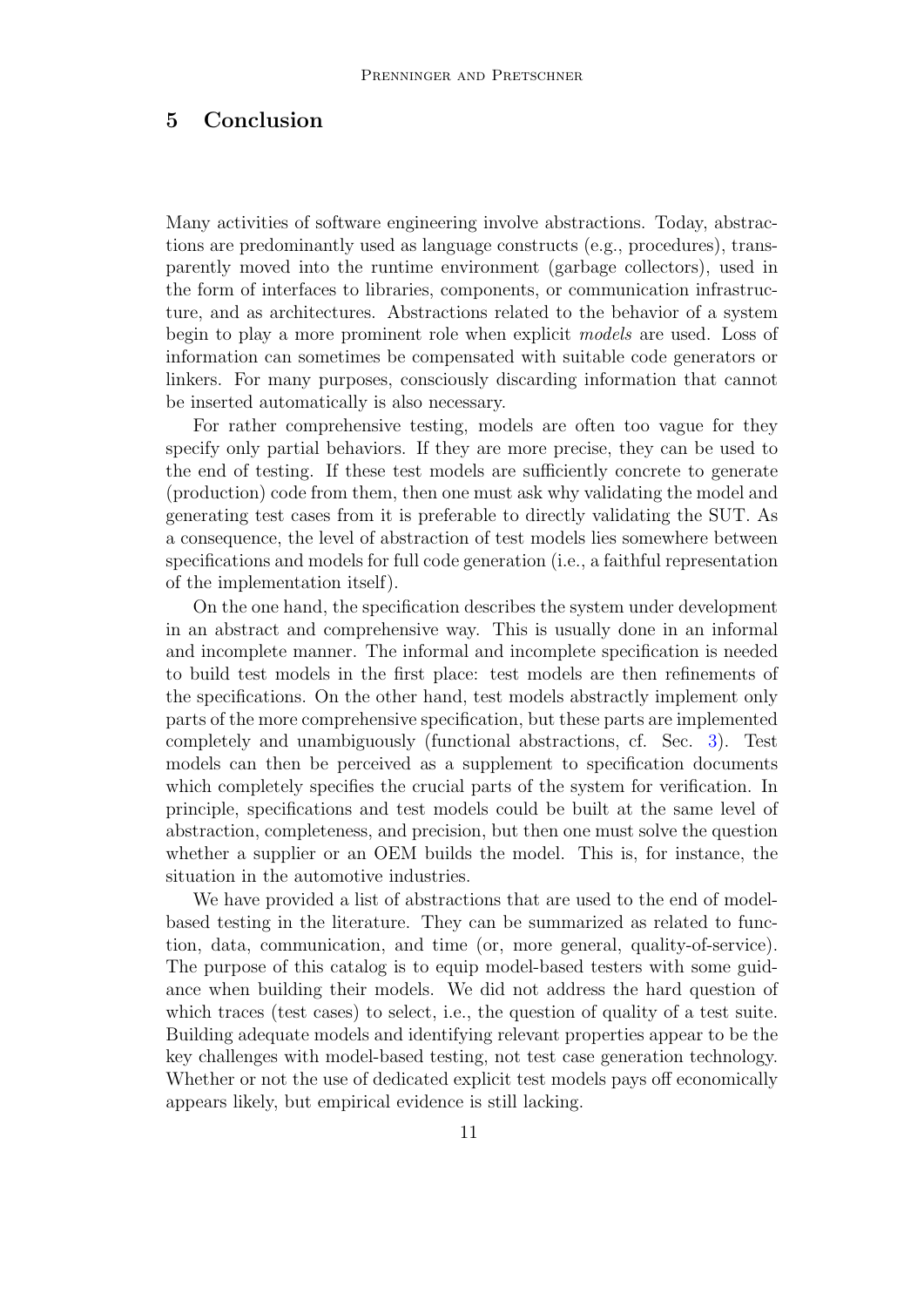## 5 Conclusion

Many activities of software engineering involve abstractions. Today, abstractions are predominantly used as language constructs (e.g., procedures), transparently moved into the runtime environment (garbage collectors), used in the form of interfaces to libraries, components, or communication infrastructure, and as architectures. Abstractions related to the behavior of a system begin to play a more prominent role when explicit *models* are used. Loss of information can sometimes be compensated with suitable code generators or linkers. For many purposes, consciously discarding information that cannot be inserted automatically is also necessary.

For rather comprehensive testing, models are often too vague for they specify only partial behaviors. If they are more precise, they can be used to the end of testing. If these test models are sufficiently concrete to generate (production) code from them, then one must ask why validating the model and generating test cases from it is preferable to directly validating the SUT. As a consequence, the level of abstraction of test models lies somewhere between specifications and models for full code generation (i.e., a faithful representation of the implementation itself).

On the one hand, the specification describes the system under development in an abstract and comprehensive way. This is usually done in an informal and incomplete manner. The informal and incomplete specification is needed to build test models in the first place: test models are then refinements of the specifications. On the other hand, test models abstractly implement only parts of the more comprehensive specification, but these parts are implemented completely and unambiguously (functional abstractions, cf. Sec. 3). Test models can then be perceived as a supplement to specification documents which completely specifies the crucial parts of the system for verification. In principle, specifications and test models could be built at the same level of abstraction, completeness, and precision, but then one must solve the question whether a supplier or an OEM builds the model. This is, for instance, the situation in the automotive industries.

We have provided a list of abstractions that are used to the end of model-based testing in the literature. They can be summarized as related to function, data, communication, and time (or, more general, quality-of-service). The purpose of this catalog is to equip model-based testers with some guidance when building their models. We did not address the hard question of which traces (test cases) to select, i.e., the question of quality of a test suite. Building adequate models and identifying relevant properties appear to be the key challenges with model-based testing, not test case generation technology. Whether or not the use of dedicated explicit test models pays off economically appears likely, but empirical evidence is still lacking.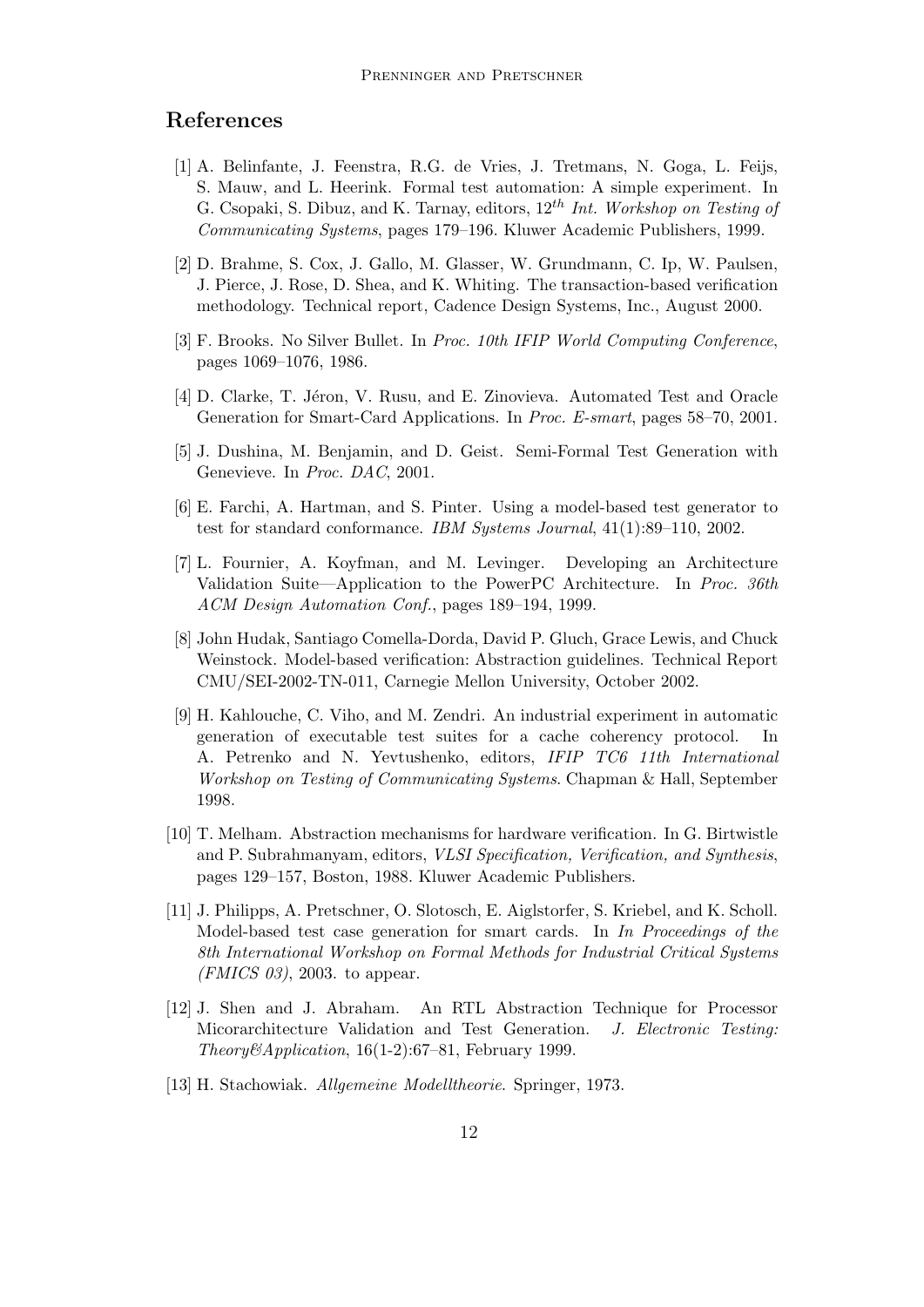## References

[1] A. Belinfante, J. Feenstra, R.G. de Vries, J. Tretmans, N. Goga, L. Feijs, S. Mauw, and L. Heerink. Formal test automation: A simple experiment. In G. Csopaki, S. Dibuz, and K. Tarnay, editors, $12^{th}$ *Int. Workshop on Testing of Communicating Systems*, pages 179–196. Kluwer Academic Publishers, 1999.

[2] D. Brahme, S. Cox, J. Gallo, M. Glasser, W. Grundmann, C. Ip, W. Paulsen, J. Pierce, J. Rose, D. Shea, and K. Whiting. The transaction-based verification methodology. Technical report, Cadence Design Systems, Inc., August 2000.

[3] F. Brooks. No Silver Bullet. In *Proc. 10th IFIP World Computing Conference*, pages 1069–1076, 1986.

[4] D. Clarke, T. Jéron, V. Rusu, and E. Zinovieva. Automated Test and Oracle Generation for Smart-Card Applications. In *Proc. E-smart*, pages 58–70, 2001.

[5] J. Dushina, M. Benjamin, and D. Geist. Semi-Formal Test Generation with Genevieve. In *Proc. DAC*, 2001.

[6] E. Farchi, A. Hartman, and S. Pinter. Using a model-based test generator to test for standard conformance. *IBM Systems Journal*, 41(1):89–110, 2002.

[7] L. Fournier, A. Koyfman, and M. Levinger. Developing an Architecture Validation Suite—Application to the PowerPC Architecture. In *Proc. 36th ACM Design Automation Conf.*, pages 189–194, 1999.

[8] John Hudak, Santiago Comella-Dorda, David P. Gluch, Grace Lewis, and Chuck Weinstock. Model-based verification: Abstraction guidelines. Technical Report CMU/SEI-2002-TN-011, Carnegie Mellon University, October 2002.

[9] H. Kahlouche, C. Viho, and M. Zendri. An industrial experiment in automatic generation of executable test suites for a cache coherency protocol. In A. Petrenko and N. Yevtushenko, editors, *IFIP TC6 11th International Workshop on Testing of Communicating Systems*. Chapman & Hall, September 1998.

[10] T. Melham. Abstraction mechanisms for hardware verification. In G. Birtwistle and P. Subrahmanyam, editors, *VLSI Specification, Verification, and Synthesis*, pages 129–157, Boston, 1988. Kluwer Academic Publishers.

[11] J. Philipps, A. Pretschner, O. Slotosch, E. Aiglstorfer, S. Kriebel, and K. Scholl. Model-based test case generation for smart cards. In *In Proceedings of the 8th International Workshop on Formal Methods for Industrial Critical Systems (FMICS 03)*, 2003. to appear.

[12] J. Shen and J. Abraham. An RTL Abstraction Technique for Processor Micorarchitecture Validation and Test Generation. *J. Electronic Testing: Theory&Application*, 16(1-2):67–81, February 1999.

[13] H. Stachowiak. *Allgemeine Modelltheorie*. Springer, 1973.